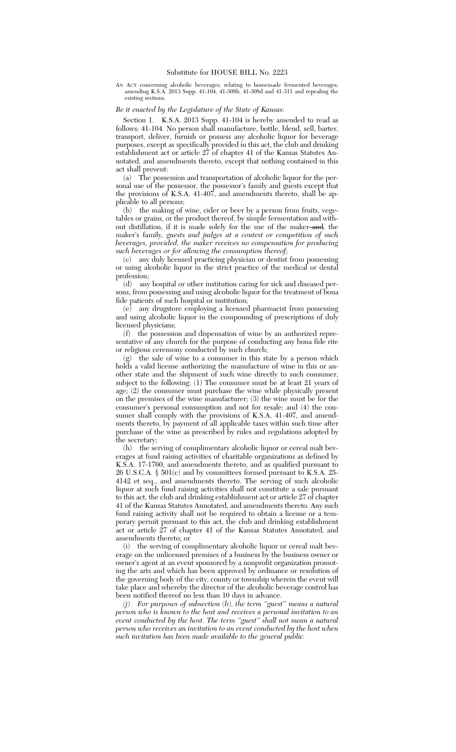# Substitute for HOUSE BILL No. 2223

AN ACT concerning alcoholic beverages; relating to homemade fermented beverages; amending K.S.A. 2013 Supp. 41-104, 41-308b, 41-308d and 41-311 and repealing the existing sections.

*Be it enacted by the Legislature of the State of Kansas:*

Section 1. K.S.A. 2013 Supp. 41-104 is hereby amended to read as follows: 41-104. No person shall manufacture, bottle, blend, sell, barter, transport, deliver, furnish or possess any alcoholic liquor for beverage purposes, except as specifically provided in this act, the club and drinking establishment act or article 27 of chapter 41 of the Kansas Statutes Annotated, and amendments thereto, except that nothing contained in this act shall prevent:

(a) The possession and transportation of alcoholic liquor for the personal use of the possessor, the possessor's family and guests except that the provisions of K.S.A. 41-407, and amendments thereto, shall be applicable to all persons;

(b) the making of wine, cider or beer by a person from fruits, vegetables or grains, or the product thereof, by simple fermentation and without distillation, if it is made solely for the use of the maker ~~and~~*,* the maker's family*, guests and judges at a contest or competition of such beverages, provided, the maker receives no compensation for producing such beverages or for allowing the consumption thereof*;

(c) any duly licensed practicing physician or dentist from possessing or using alcoholic liquor in the strict practice of the medical or dental profession;

(d) any hospital or other institution caring for sick and diseased persons, from possessing and using alcoholic liquor for the treatment of bona fide patients of such hospital or institution;

(e) any drugstore employing a licensed pharmacist from possessing and using alcoholic liquor in the compounding of prescriptions of duly licensed physicians;

(f) the possession and dispensation of wine by an authorized representative of any church for the purpose of conducting any bona fide rite or religious ceremony conducted by such church;

(g) the sale of wine to a consumer in this state by a person which holds a valid license authorizing the manufacture of wine in this or another state and the shipment of such wine directly to such consumer, subject to the following: (1) The consumer must be at least 21 years of age; (2) the consumer must purchase the wine while physically present on the premises of the wine manufacturer; (3) the wine must be for the consumer's personal consumption and not for resale; and (4) the consumer shall comply with the provisions of K.S.A. 41-407, and amendments thereto, by payment of all applicable taxes within such time after purchase of the wine as prescribed by rules and regulations adopted by the secretary;

(h) the serving of complimentary alcoholic liquor or cereal malt beverages at fund raising activities of charitable organizations as defined by K.S.A. 17-1760, and amendments thereto, and as qualified pursuant to 26 U.S.C.A. § 501(c) and by committees formed pursuant to K.S.A. 25-4142 et seq., and amendments thereto. The serving of such alcoholic liquor at such fund raising activities shall not constitute a sale pursuant to this act, the club and drinking establishment act or article 27 of chapter 41 of the Kansas Statutes Annotated, and amendments thereto. Any such fund raising activity shall not be required to obtain a license or a temporary permit pursuant to this act, the club and drinking establishment act or article 27 of chapter 41 of the Kansas Statutes Annotated, and amendments thereto; or

(i) the serving of complimentary alcoholic liquor or cereal malt beverage on the unlicensed premises of a business by the business owner or owner's agent at an event sponsored by a nonprofit organization promoting the arts and which has been approved by ordinance or resolution of the governing body of the city, county or township wherein the event will take place and whereby the director of the alcoholic beverage control has been notified thereof no less than 10 days in advance.

*(j) For purposes of subsection (b), the term "guest" means a natural person who is known to the host and receives a personal invitation to an event conducted by the host. The term "guest" shall not mean a natural person who receives an invitation to an event conducted by the host when such invitation has been made available to the general public.*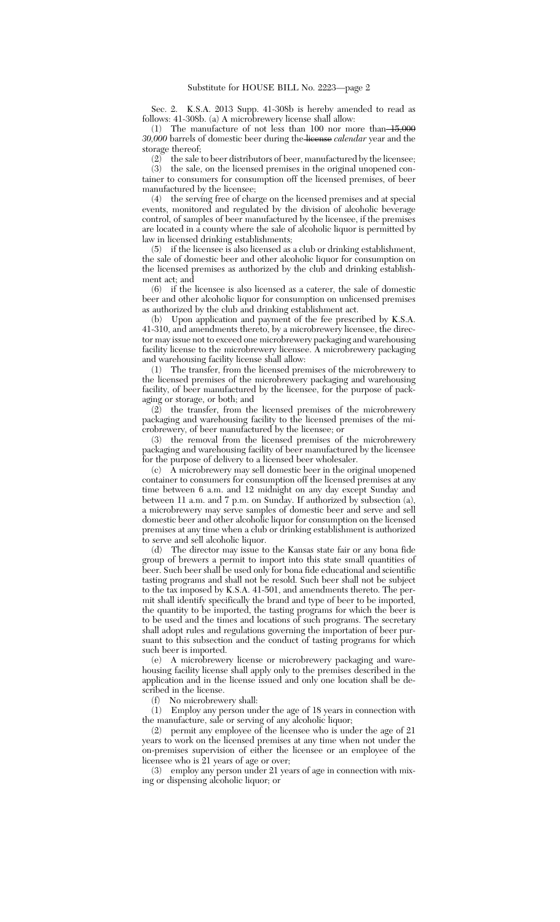Sec. 2. K.S.A. 2013 Supp. 41-308b is hereby amended to read as follows: 41-308b. (a) A microbrewery license shall allow:

(1) The manufacture of not less than 100 nor more than ~~15,000~~ *30,000* barrels of domestic beer during the ~~license~~ *calendar* year and the storage thereof;

(2) the sale to beer distributors of beer, manufactured by the licensee;

(3) the sale, on the licensed premises in the original unopened container to consumers for consumption off the licensed premises, of beer manufactured by the licensee;

(4) the serving free of charge on the licensed premises and at special events, monitored and regulated by the division of alcoholic beverage control, of samples of beer manufactured by the licensee, if the premises are located in a county where the sale of alcoholic liquor is permitted by law in licensed drinking establishments;

(5) if the licensee is also licensed as a club or drinking establishment, the sale of domestic beer and other alcoholic liquor for consumption on the licensed premises as authorized by the club and drinking establishment act; and

(6) if the licensee is also licensed as a caterer, the sale of domestic beer and other alcoholic liquor for consumption on unlicensed premises as authorized by the club and drinking establishment act.

(b) Upon application and payment of the fee prescribed by K.S.A. 41-310, and amendments thereto, by a microbrewery licensee, the director may issue not to exceed one microbrewery packaging and warehousing facility license to the microbrewery licensee. A microbrewery packaging and warehousing facility license shall allow:

(1) The transfer, from the licensed premises of the microbrewery to the licensed premises of the microbrewery packaging and warehousing facility, of beer manufactured by the licensee, for the purpose of packaging or storage, or both; and

(2) the transfer, from the licensed premises of the microbrewery packaging and warehousing facility to the licensed premises of the microbrewery, of beer manufactured by the licensee; or

(3) the removal from the licensed premises of the microbrewery packaging and warehousing facility of beer manufactured by the licensee for the purpose of delivery to a licensed beer wholesaler.

(c) A microbrewery may sell domestic beer in the original unopened container to consumers for consumption off the licensed premises at any time between 6 a.m. and 12 midnight on any day except Sunday and between 11 a.m. and 7 p.m. on Sunday. If authorized by subsection (a), a microbrewery may serve samples of domestic beer and serve and sell domestic beer and other alcoholic liquor for consumption on the licensed premises at any time when a club or drinking establishment is authorized to serve and sell alcoholic liquor.

(d) The director may issue to the Kansas state fair or any bona fide group of brewers a permit to import into this state small quantities of beer. Such beer shall be used only for bona fide educational and scientific tasting programs and shall not be resold. Such beer shall not be subject to the tax imposed by K.S.A. 41-501, and amendments thereto. The permit shall identify specifically the brand and type of beer to be imported, the quantity to be imported, the tasting programs for which the beer is to be used and the times and locations of such programs. The secretary shall adopt rules and regulations governing the importation of beer pursuant to this subsection and the conduct of tasting programs for which such beer is imported.

(e) A microbrewery license or microbrewery packaging and warehousing facility license shall apply only to the premises described in the application and in the license issued and only one location shall be described in the license.

(f) No microbrewery shall:

(1) Employ any person under the age of 18 years in connection with the manufacture, sale or serving of any alcoholic liquor;

(2) permit any employee of the licensee who is under the age of 21 years to work on the licensed premises at any time when not under the on-premises supervision of either the licensee or an employee of the licensee who is 21 years of age or over;

(3) employ any person under 21 years of age in connection with mixing or dispensing alcoholic liquor; or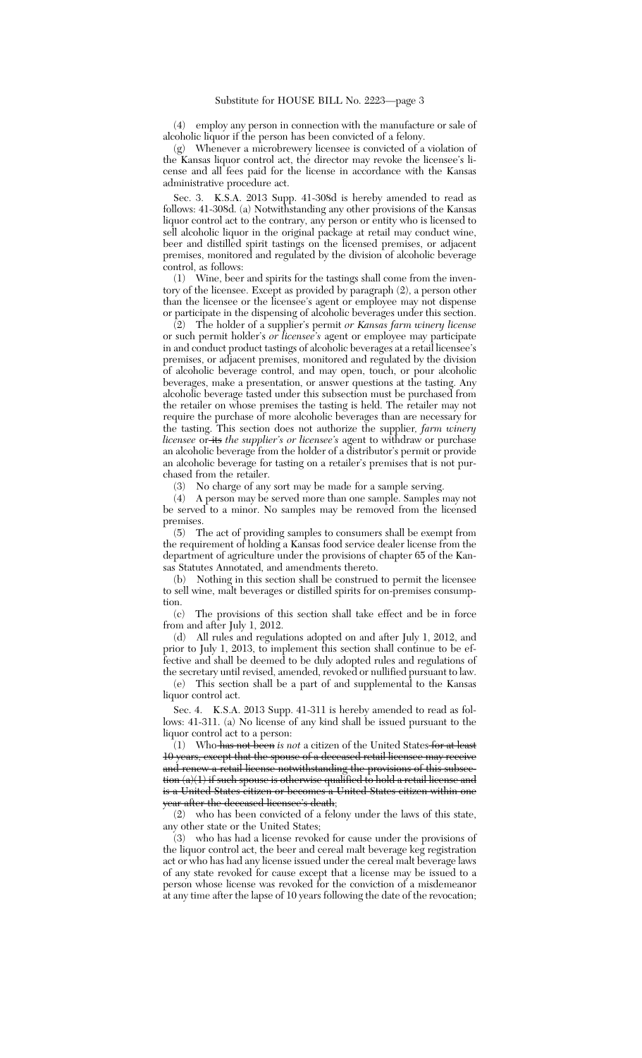(4) employ any person in connection with the manufacture or sale of alcoholic liquor if the person has been convicted of a felony.

(g) Whenever a microbrewery licensee is convicted of a violation of the Kansas liquor control act, the director may revoke the licensee's license and all fees paid for the license in accordance with the Kansas administrative procedure act.

Sec. 3. K.S.A. 2013 Supp. 41-308d is hereby amended to read as follows: 41-308d. (a) Notwithstanding any other provisions of the Kansas liquor control act to the contrary, any person or entity who is licensed to sell alcoholic liquor in the original package at retail may conduct wine, beer and distilled spirit tastings on the licensed premises, or adjacent premises, monitored and regulated by the division of alcoholic beverage control, as follows:

(1) Wine, beer and spirits for the tastings shall come from the inventory of the licensee. Except as provided by paragraph (2), a person other than the licensee or the licensee's agent or employee may not dispense or participate in the dispensing of alcoholic beverages under this section.

(2) The holder of a supplier's permit *or Kansas farm winery license* or such permit holder's *or licensee's* agent or employee may participate in and conduct product tastings of alcoholic beverages at a retail licensee's premises, or adjacent premises, monitored and regulated by the division of alcoholic beverage control, and may open, touch, or pour alcoholic beverages, make a presentation, or answer questions at the tasting. Any alcoholic beverage tasted under this subsection must be purchased from the retailer on whose premises the tasting is held. The retailer may not require the purchase of more alcoholic beverages than are necessary for the tasting. This section does not authorize the supplier*, farm winery licensee* or ~~its~~ *the supplier's or licensee's* agent to withdraw or purchase an alcoholic beverage from the holder of a distributor's permit or provide an alcoholic beverage for tasting on a retailer's premises that is not purchased from the retailer.

(3) No charge of any sort may be made for a sample serving.

(4) A person may be served more than one sample. Samples may not be served to a minor. No samples may be removed from the licensed premises.

(5) The act of providing samples to consumers shall be exempt from the requirement of holding a Kansas food service dealer license from the department of agriculture under the provisions of chapter 65 of the Kansas Statutes Annotated, and amendments thereto.

(b) Nothing in this section shall be construed to permit the licensee to sell wine, malt beverages or distilled spirits for on-premises consumption.

(c) The provisions of this section shall take effect and be in force from and after July 1, 2012.

(d) All rules and regulations adopted on and after July 1, 2012, and prior to July 1, 2013, to implement this section shall continue to be effective and shall be deemed to be duly adopted rules and regulations of the secretary until revised, amended, revoked or nullified pursuant to law.

(e) This section shall be a part of and supplemental to the Kansas liquor control act.

Sec. 4. K.S.A. 2013 Supp. 41-311 is hereby amended to read as follows: 41-311. (a) No license of any kind shall be issued pursuant to the liquor control act to a person:

(1) Who ~~has not been~~ *is not* a citizen of the United States ~~for at least 10 years, except that the spouse of a deceased retail licensee may receive and renew a retail license notwithstanding the provisions of this subsection (a)(1) if such spouse is otherwise qualified to hold a retail license and is a United States citizen or becomes a United States citizen within one year after the deceased licensee's death~~;

(2) who has been convicted of a felony under the laws of this state, any other state or the United States;

(3) who has had a license revoked for cause under the provisions of the liquor control act, the beer and cereal malt beverage keg registration act or who has had any license issued under the cereal malt beverage laws of any state revoked for cause except that a license may be issued to a person whose license was revoked for the conviction of a misdemeanor at any time after the lapse of 10 years following the date of the revocation;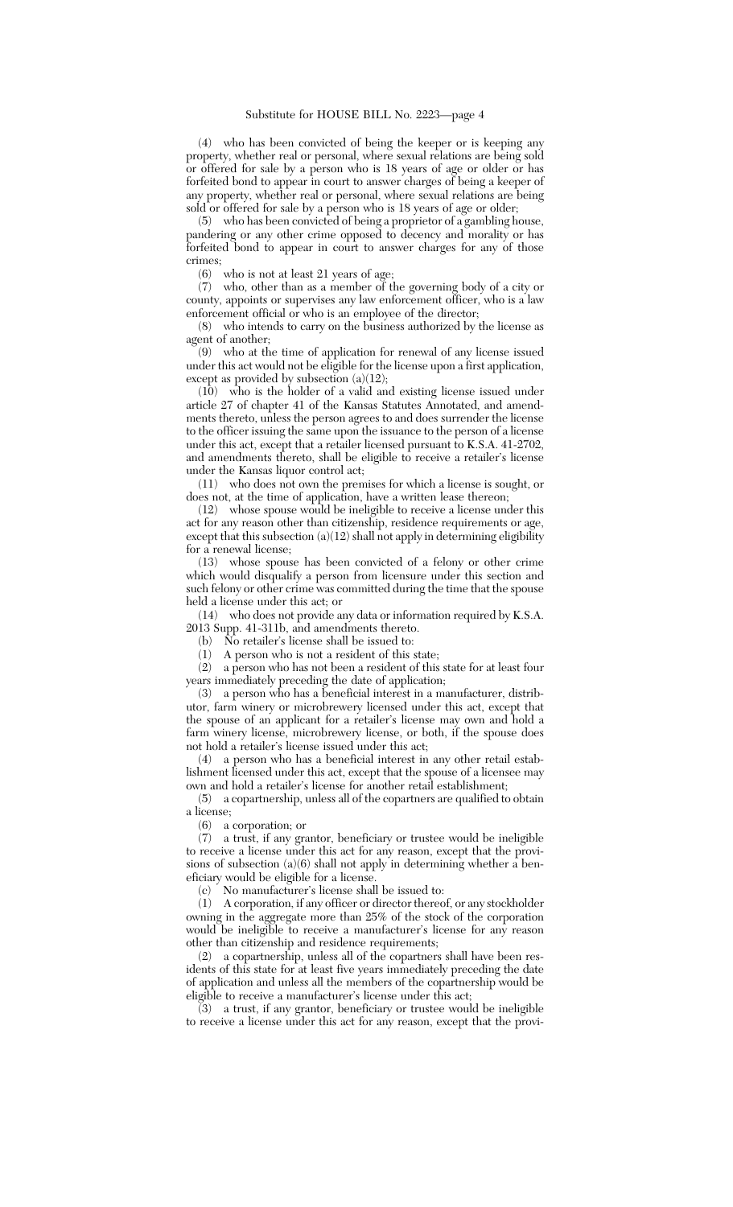(4) who has been convicted of being the keeper or is keeping any property, whether real or personal, where sexual relations are being sold or offered for sale by a person who is 18 years of age or older or has forfeited bond to appear in court to answer charges of being a keeper of any property, whether real or personal, where sexual relations are being sold or offered for sale by a person who is 18 years of age or older;

(5) who has been convicted of being a proprietor of a gambling house, pandering or any other crime opposed to decency and morality or has forfeited bond to appear in court to answer charges for any of those crimes;

(6) who is not at least 21 years of age;

(7) who, other than as a member of the governing body of a city or county, appoints or supervises any law enforcement officer, who is a law enforcement official or who is an employee of the director;

(8) who intends to carry on the business authorized by the license as agent of another;

(9) who at the time of application for renewal of any license issued under this act would not be eligible for the license upon a first application, except as provided by subsection (a)(12);

(10) who is the holder of a valid and existing license issued under article 27 of chapter 41 of the Kansas Statutes Annotated, and amendments thereto, unless the person agrees to and does surrender the license to the officer issuing the same upon the issuance to the person of a license under this act, except that a retailer licensed pursuant to K.S.A. 41-2702, and amendments thereto, shall be eligible to receive a retailer's license under the Kansas liquor control act;

(11) who does not own the premises for which a license is sought, or does not, at the time of application, have a written lease thereon;

(12) whose spouse would be ineligible to receive a license under this act for any reason other than citizenship, residence requirements or age, except that this subsection (a)(12) shall not apply in determining eligibility for a renewal license;

(13) whose spouse has been convicted of a felony or other crime which would disqualify a person from licensure under this section and such felony or other crime was committed during the time that the spouse held a license under this act; or

(14) who does not provide any data or information required by K.S.A. 2013 Supp. 41-311b, and amendments thereto.

(b) No retailer's license shall be issued to:

(1) A person who is not a resident of this state;

(2) a person who has not been a resident of this state for at least four years immediately preceding the date of application;

(3) a person who has a beneficial interest in a manufacturer, distributor, farm winery or microbrewery licensed under this act, except that the spouse of an applicant for a retailer's license may own and hold a farm winery license, microbrewery license, or both, if the spouse does not hold a retailer's license issued under this act;

(4) a person who has a beneficial interest in any other retail establishment licensed under this act, except that the spouse of a licensee may own and hold a retailer's license for another retail establishment;

(5) a copartnership, unless all of the copartners are qualified to obtain a license;

(6) a corporation; or

(7) a trust, if any grantor, beneficiary or trustee would be ineligible to receive a license under this act for any reason, except that the provisions of subsection (a)(6) shall not apply in determining whether a beneficiary would be eligible for a license.

(c) No manufacturer's license shall be issued to:

(1) A corporation, if any officer or director thereof, or any stockholder owning in the aggregate more than 25% of the stock of the corporation would be ineligible to receive a manufacturer's license for any reason other than citizenship and residence requirements;

(2) a copartnership, unless all of the copartners shall have been residents of this state for at least five years immediately preceding the date of application and unless all the members of the copartnership would be eligible to receive a manufacturer's license under this act;

(3) a trust, if any grantor, beneficiary or trustee would be ineligible to receive a license under this act for any reason, except that the provi-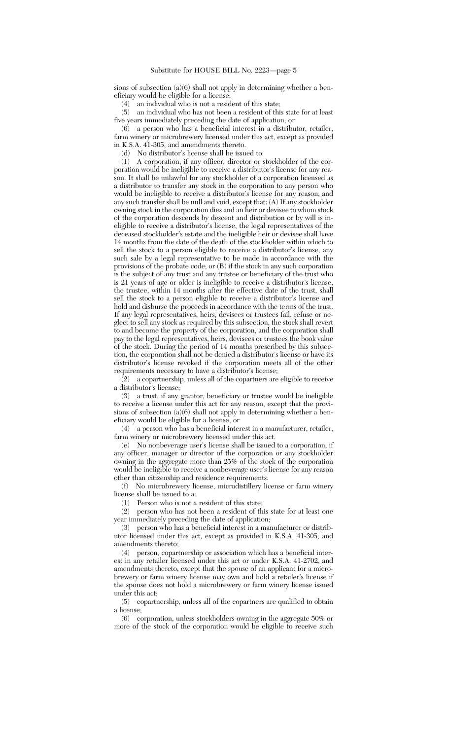sions of subsection (a)(6) shall not apply in determining whether a beneficiary would be eligible for a license;

(4) an individual who is not a resident of this state;

(5) an individual who has not been a resident of this state for at least five years immediately preceding the date of application; or

(6) a person who has a beneficial interest in a distributor, retailer, farm winery or microbrewery licensed under this act, except as provided in K.S.A. 41-305, and amendments thereto.

(d) No distributor's license shall be issued to:

(1) A corporation, if any officer, director or stockholder of the corporation would be ineligible to receive a distributor's license for any reason. It shall be unlawful for any stockholder of a corporation licensed as a distributor to transfer any stock in the corporation to any person who would be ineligible to receive a distributor's license for any reason, and any such transfer shall be null and void, except that: (A) If any stockholder owning stock in the corporation dies and an heir or devisee to whom stock of the corporation descends by descent and distribution or by will is ineligible to receive a distributor's license, the legal representatives of the deceased stockholder's estate and the ineligible heir or devisee shall have 14 months from the date of the death of the stockholder within which to sell the stock to a person eligible to receive a distributor's license, any such sale by a legal representative to be made in accordance with the provisions of the probate code; or (B) if the stock in any such corporation is the subject of any trust and any trustee or beneficiary of the trust who is 21 years of age or older is ineligible to receive a distributor's license, the trustee, within 14 months after the effective date of the trust, shall sell the stock to a person eligible to receive a distributor's license and hold and disburse the proceeds in accordance with the terms of the trust. If any legal representatives, heirs, devisees or trustees fail, refuse or neglect to sell any stock as required by this subsection, the stock shall revert to and become the property of the corporation, and the corporation shall pay to the legal representatives, heirs, devisees or trustees the book value of the stock. During the period of 14 months prescribed by this subsection, the corporation shall not be denied a distributor's license or have its distributor's license revoked if the corporation meets all of the other requirements necessary to have a distributor's license;

(2) a copartnership, unless all of the copartners are eligible to receive a distributor's license;

(3) a trust, if any grantor, beneficiary or trustee would be ineligible to receive a license under this act for any reason, except that the provisions of subsection (a)(6) shall not apply in determining whether a beneficiary would be eligible for a license; or

(4) a person who has a beneficial interest in a manufacturer, retailer, farm winery or microbrewery licensed under this act.

(e) No nonbeverage user's license shall be issued to a corporation, if any officer, manager or director of the corporation or any stockholder owning in the aggregate more than 25% of the stock of the corporation would be ineligible to receive a nonbeverage user's license for any reason other than citizenship and residence requirements.

(f) No microbrewery license, microdistillery license or farm winery license shall be issued to a:

(1) Person who is not a resident of this state;

(2) person who has not been a resident of this state for at least one year immediately preceding the date of application;

(3) person who has a beneficial interest in a manufacturer or distributor licensed under this act, except as provided in K.S.A. 41-305, and amendments thereto;

(4) person, copartnership or association which has a beneficial interest in any retailer licensed under this act or under K.S.A. 41-2702, and amendments thereto, except that the spouse of an applicant for a microbrewery or farm winery license may own and hold a retailer's license if the spouse does not hold a microbrewery or farm winery license issued under this act;

(5) copartnership, unless all of the copartners are qualified to obtain a license;

(6) corporation, unless stockholders owning in the aggregate 50% or more of the stock of the corporation would be eligible to receive such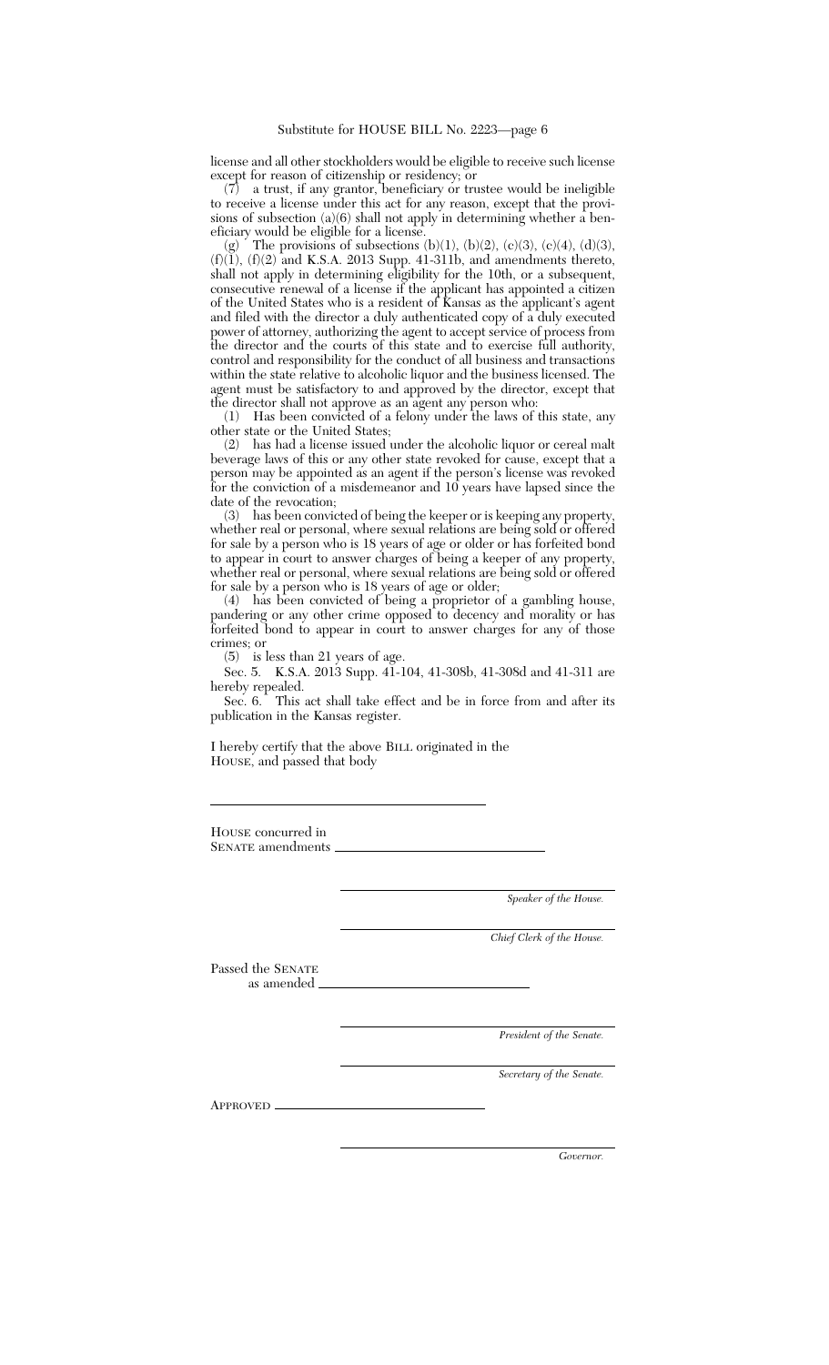license and all other stockholders would be eligible to receive such license except for reason of citizenship or residency; or

(7) a trust, if any grantor, beneficiary or trustee would be ineligible to receive a license under this act for any reason, except that the provisions of subsection (a)(6) shall not apply in determining whether a beneficiary would be eligible for a license.

(g) The provisions of subsections (b)(1), (b)(2), (c)(3), (c)(4), (d)(3), (f)(1), (f)(2) and K.S.A. 2013 Supp. 41-311b, and amendments thereto, shall not apply in determining eligibility for the 10th, or a subsequent, consecutive renewal of a license if the applicant has appointed a citizen of the United States who is a resident of Kansas as the applicant's agent and filed with the director a duly authenticated copy of a duly executed power of attorney, authorizing the agent to accept service of process from the director and the courts of this state and to exercise full authority, control and responsibility for the conduct of all business and transactions within the state relative to alcoholic liquor and the business licensed. The agent must be satisfactory to and approved by the director, except that the director shall not approve as an agent any person who:

(1) Has been convicted of a felony under the laws of this state, any other state or the United States;

(2) has had a license issued under the alcoholic liquor or cereal malt beverage laws of this or any other state revoked for cause, except that a person may be appointed as an agent if the person's license was revoked for the conviction of a misdemeanor and 10 years have lapsed since the date of the revocation;

(3) has been convicted of being the keeper or is keeping any property, whether real or personal, where sexual relations are being sold or offered for sale by a person who is 18 years of age or older or has forfeited bond to appear in court to answer charges of being a keeper of any property, whether real or personal, where sexual relations are being sold or offered for sale by a person who is 18 years of age or older;

(4) has been convicted of being a proprietor of a gambling house, pandering or any other crime opposed to decency and morality or has forfeited bond to appear in court to answer charges for any of those crimes; or

(5) is less than 21 years of age.

Sec. 5. K.S.A. 2013 Supp. 41-104, 41-308b, 41-308d and 41-311 are hereby repealed.

Sec. 6. This act shall take effect and be in force from and after its publication in the Kansas register.

I hereby certify that the above BILL originated in the HOUSE, and passed that body

\_\_\_\_\_\_\_\_\_\_\_\_\_\_\_\_\_\_\_\_\_\_\_\_\_\_\_\_\_\_

HOUSE concurred in SENATE amendments \_\_\_\_\_\_\_\_\_\_\_\_\_\_\_\_\_\_\_\_\_\_\_\_

\_\_\_\_\_\_\_\_\_\_\_\_\_\_\_\_\_\_\_\_\_\_\_\_\_\_\_\_\_\_
*Speaker of the House.*

\_\_\_\_\_\_\_\_\_\_\_\_\_\_\_\_\_\_\_\_\_\_\_\_\_\_\_\_\_\_
*Chief Clerk of the House.*

Passed the SENATE as amended \_\_\_\_\_\_\_\_\_\_\_\_\_\_\_\_\_\_\_\_\_\_\_\_

\_\_\_\_\_\_\_\_\_\_\_\_\_\_\_\_\_\_\_\_\_\_\_\_\_\_\_\_\_\_
*President of the Senate.*

\_\_\_\_\_\_\_\_\_\_\_\_\_\_\_\_\_\_\_\_\_\_\_\_\_\_\_\_\_\_
*Secretary of the Senate.*

APPROVED \_\_\_\_\_\_\_\_\_\_\_\_\_\_\_\_\_\_\_\_\_\_\_\_

\_\_\_\_\_\_\_\_\_\_\_\_\_\_\_\_\_\_\_\_\_\_\_\_\_\_\_\_\_\_
*Governor.*